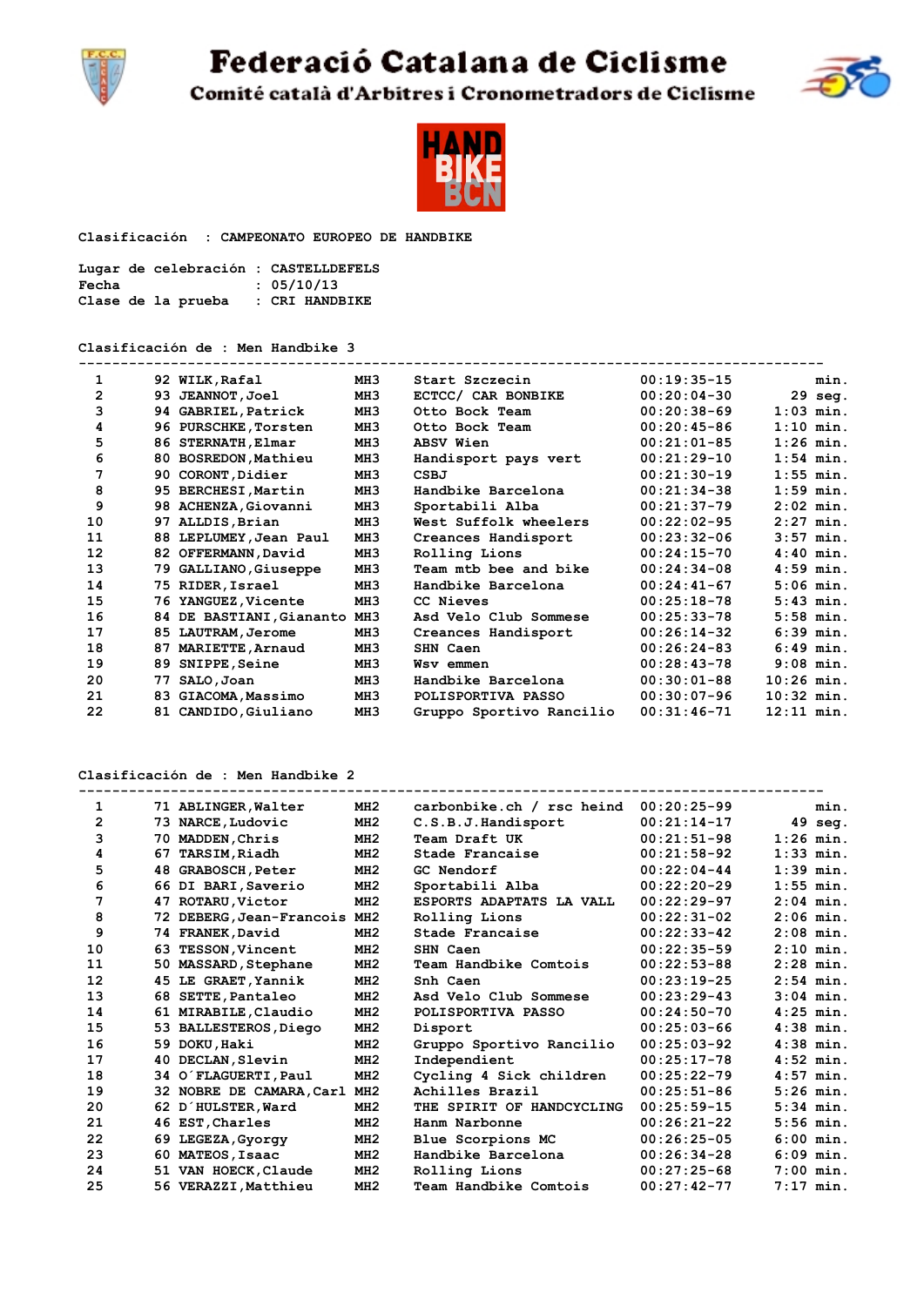# Federació Catalana de Ciclisme

## Comité català d'Arbitres i Cronometradors de Ciclisme

HAND BIKE BCN

Clasificación : CAMPEONATO EUROPEO DE HANDBIKE

Lugar de celebración : CASTELLDEFELS
Fecha : 05/10/13
Clase de la prueba : CRI HANDBIKE

### Clasificación de : Men Handbike 3

| Pos | Dorsal | Nombre | Cat | Equipo | Tiempo | Dif. |
|---|---|---|---|---|---|---|
| 1 | 92 | WILK,Rafal | MH3 | Start Szczecin | 00:19:35-15 | min. |
| 2 | 93 | JEANNOT,Joel | MH3 | ECTCC/ CAR BONBIKE | 00:20:04-30 | 29 seg. |
| 3 | 94 | GABRIEL,Patrick | MH3 | Otto Bock Team | 00:20:38-69 | 1:03 min. |
| 4 | 96 | PURSCHKE,Torsten | MH3 | Otto Bock Team | 00:20:45-86 | 1:10 min. |
| 5 | 86 | STERNATH,Elmar | MH3 | ABSV Wien | 00:21:01-85 | 1:26 min. |
| 6 | 80 | BOSREDON,Mathieu | MH3 | Handisport pays vert | 00:21:29-10 | 1:54 min. |
| 7 | 90 | CORONT,Didier | MH3 | CSBJ | 00:21:30-19 | 1:55 min. |
| 8 | 95 | BERCHESI,Martin | MH3 | Handbike Barcelona | 00:21:34-38 | 1:59 min. |
| 9 | 98 | ACHENZA,Giovanni | MH3 | Sportabili Alba | 00:21:37-79 | 2:02 min. |
| 10 | 97 | ALLDIS,Brian | MH3 | West Suffolk wheelers | 00:22:02-95 | 2:27 min. |
| 11 | 88 | LEPLUMEY,Jean Paul | MH3 | Creances Handisport | 00:23:32-06 | 3:57 min. |
| 12 | 82 | OFFERMANN,David | MH3 | Rolling Lions | 00:24:15-70 | 4:40 min. |
| 13 | 79 | GALLIANO,Giuseppe | MH3 | Team mtb bee and bike | 00:24:34-08 | 4:59 min. |
| 14 | 75 | RIDER,Israel | MH3 | Handbike Barcelona | 00:24:41-67 | 5:06 min. |
| 15 | 76 | YANGUEZ,Vicente | MH3 | CC Nieves | 00:25:18-78 | 5:43 min. |
| 16 | 84 | DE BASTIANI,Giananto | MH3 | Asd Velo Club Sommese | 00:25:33-78 | 5:58 min. |
| 17 | 85 | LAUTRAM,Jerome | MH3 | Creances Handisport | 00:26:14-32 | 6:39 min. |
| 18 | 87 | MARIETTE,Arnaud | MH3 | SHN Caen | 00:26:24-83 | 6:49 min. |
| 19 | 89 | SNIPPE,Seine | MH3 | Wsv emmen | 00:28:43-78 | 9:08 min. |
| 20 | 77 | SALO,Joan | MH3 | Handbike Barcelona | 00:30:01-88 | 10:26 min. |
| 21 | 83 | GIACOMA,Massimo | MH3 | POLISPORTIVA PASSO | 00:30:07-96 | 10:32 min. |
| 22 | 81 | CANDIDO,Giuliano | MH3 | Gruppo Sportivo Rancilio | 00:31:46-71 | 12:11 min. |

### Clasificación de : Men Handbike 2

| Pos | Dorsal | Nombre | Cat | Equipo | Tiempo | Dif. |
|---|---|---|---|---|---|---|
| 1 | 71 | ABLINGER,Walter | MH2 | carbonbike.ch / rsc heid | 00:20:25-99 | min. |
| 2 | 73 | NARCE,Ludovic | MH2 | C.S.B.J.Handisport | 00:21:14-17 | 49 seg. |
| 3 | 70 | MADDEN,Chris | MH2 | Team Draft UK | 00:21:51-98 | 1:26 min. |
| 4 | 67 | TARSIM,Riadh | MH2 | Stade Francaise | 00:21:58-92 | 1:33 min. |
| 5 | 48 | GRABOSCH,Peter | MH2 | GC Nendorf | 00:22:04-44 | 1:39 min. |
| 6 | 66 | DI BARI,Saverio | MH2 | Sportabili Alba | 00:22:20-29 | 1:55 min. |
| 7 | 47 | ROTARU,Victor | MH2 | ESPORTS ADAPTATS LA VALL | 00:22:29-97 | 2:04 min. |
| 8 | 72 | DEBERG,Jean-Francois | MH2 | Rolling Lions | 00:22:31-02 | 2:06 min. |
| 9 | 74 | FRANEK,David | MH2 | Stade Francaise | 00:22:33-42 | 2:08 min. |
| 10 | 63 | TESSON,Vincent | MH2 | SHN Caen | 00:22:35-59 | 2:10 min. |
| 11 | 50 | MASSARD,Stephane | MH2 | Team Handbike Comtois | 00:22:53-88 | 2:28 min. |
| 12 | 45 | LE GRAET,Yannik | MH2 | Snh Caen | 00:23:19-25 | 2:54 min. |
| 13 | 68 | SETTE,Pantaleo | MH2 | Asd Velo Club Sommese | 00:23:29-43 | 3:04 min. |
| 14 | 61 | MIRABILE,Claudio | MH2 | POLISPORTIVA PASSO | 00:24:50-70 | 4:25 min. |
| 15 | 53 | BALLESTEROS,Diego | MH2 | Disport | 00:25:03-66 | 4:38 min. |
| 16 | 59 | DOKU,Haki | MH2 | Gruppo Sportivo Rancilio | 00:25:03-92 | 4:38 min. |
| 17 | 40 | DECLAN,Slevin | MH2 | Independent | 00:25:17-78 | 4:52 min. |
| 18 | 34 | O´FLAGUERTI,Paul | MH2 | Cycling 4 Sick children | 00:25:22-79 | 4:57 min. |
| 19 | 32 | NOBRE DE CAMARA,Carl | MH2 | Achilles Brazil | 00:25:51-86 | 5:26 min. |
| 20 | 62 | D´HULSTER,Ward | MH2 | THE SPIRIT OF HANDCYCLING | 00:25:59-15 | 5:34 min. |
| 21 | 46 | EST,Charles | MH2 | Hanm Narbonne | 00:26:21-22 | 5:56 min. |
| 22 | 69 | LEGEZA,Gyorgy | MH2 | Blue Scorpions MC | 00:26:25-05 | 6:00 min. |
| 23 | 60 | MATEOS,Isaac | MH2 | Handbike Barcelona | 00:26:34-28 | 6:09 min. |
| 24 | 51 | VAN HOECK,Claude | MH2 | Rolling Lions | 00:27:25-68 | 7:00 min. |
| 25 | 56 | VERAZZI,Matthieu | MH2 | Team Handbike Comtois | 00:27:42-77 | 7:17 min. |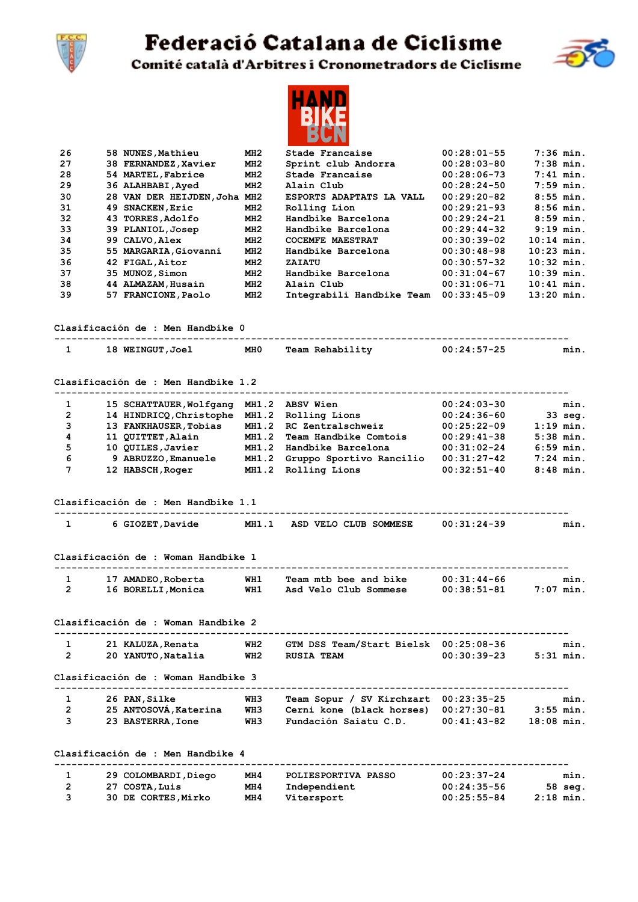# Federació Catalana de Ciclisme

## Comité català d'Arbitres i Cronometradors de Ciclisme

HAND BIKE BCN

| | | | | | | |
|---|---|---|---|---|---|---|
| 26 | 58 | NUNES,Mathieu | MH2 | Stade Francaise | 00:28:01-55 | 7:36 min. |
| 27 | 38 | FERNANDEZ,Xavier | MH2 | Sprint club Andorra | 00:28:03-80 | 7:38 min. |
| 28 | 54 | MARTEL,Fabrice | MH2 | Stade Francaise | 00:28:06-73 | 7:41 min. |
| 29 | 36 | ALAHBABI,Ayed | MH2 | Alain Club | 00:28:24-50 | 7:59 min. |
| 30 | 28 | VAN DER HEIJDEN,Joha | MH2 | ESPORTS ADAPTATS LA VALL | 00:29:20-82 | 8:55 min. |
| 31 | 49 | SNACKEN,Eric | MH2 | Rolling Lion | 00:29:21-93 | 8:56 min. |
| 32 | 43 | TORRES,Adolfo | MH2 | Handbike Barcelona | 00:29:24-21 | 8:59 min. |
| 33 | 39 | PLANIOL,Josep | MH2 | Handbike Barcelona | 00:29:44-32 | 9:19 min. |
| 34 | 99 | CALVO,Alex | MH2 | COCEMFE MAESTRAT | 00:30:39-02 | 10:14 min. |
| 35 | 55 | MARGARIA,Giovanni | MH2 | Handbike Barcelona | 00:30:48-98 | 10:23 min. |
| 36 | 42 | FIGAL,Aitor | MH2 | ZAIATU | 00:30:57-32 | 10:32 min. |
| 37 | 35 | MUNOZ,Simon | MH2 | Handbike Barcelona | 00:31:04-67 | 10:39 min. |
| 38 | 44 | ALMAZAM,Husain | MH2 | Alain Club | 00:31:06-71 | 10:41 min. |
| 39 | 57 | FRANCIONE,Paolo | MH2 | Integrabili Handbike Team | 00:33:45-09 | 13:20 min. |

**Clasificación de : Men Handbike 0**

| | | | | | | |
|---|---|---|---|---|---|---|
| 1 | 18 | WEINGUT,Joel | MH0 | Team Rehability | 00:24:57-25 | min. |

**Clasificación de : Men Handbike 1.2**

| | | | | | | |
|---|---|---|---|---|---|---|
| 1 | 15 | SCHATTAUER,Wolfgang | MH1.2 | ABSV Wien | 00:24:03-30 | min. |
| 2 | 14 | HINDRICQ,Christophe | MH1.2 | Rolling Lions | 00:24:36-60 | 33 seg. |
| 3 | 13 | FANKHAUSER,Tobias | MH1.2 | RC Zentralschweiz | 00:25:22-09 | 1:19 min. |
| 4 | 11 | QUITTET,Alain | MH1.2 | Team Handbike Comtois | 00:29:41-38 | 5:38 min. |
| 5 | 10 | QUILES,Javier | MH1.2 | Handbike Barcelona | 00:31:02-24 | 6:59 min. |
| 6 | 9 | ABRUZZO,Emanuele | MH1.2 | Gruppo Sportivo Rancilio | 00:31:27-42 | 7:24 min. |
| 7 | 12 | HABSCH,Roger | MH1.2 | Rolling Lions | 00:32:51-40 | 8:48 min. |

**Clasificación de : Men Handbike 1.1**

| | | | | | | |
|---|---|---|---|---|---|---|
| 1 | 6 | GIOZET,Davide | MH1.1 | ASD VELO CLUB SOMMESE | 00:31:24-39 | min. |

**Clasificación de : Woman Handbike 1**

| | | | | | | |
|---|---|---|---|---|---|---|
| 1 | 17 | AMADEO,Roberta | WH1 | Team mtb bee and bike | 00:31:44-66 | min. |
| 2 | 16 | BORELLI,Monica | WH1 | Asd Velo Club Sommese | 00:38:51-81 | 7:07 min. |

**Clasificación de : Woman Handbike 2**

| | | | | | | |
|---|---|---|---|---|---|---|
| 1 | 21 | KALUZA,Renata | WH2 | GTM DSS Team/Start Bielsk | 00:25:08-36 | min. |
| 2 | 20 | YANUTO,Natalia | WH2 | RUSIA TEAM | 00:30:39-23 | 5:31 min. |

**Clasificación de : Woman Handbike 3**

| | | | | | | |
|---|---|---|---|---|---|---|
| 1 | 26 | PAN,Silke | WH3 | Team Sopur / SV Kirchzart | 00:23:35-25 | min. |
| 2 | 25 | ANTOSOVÁ,Katerina | WH3 | Cerni kone (black horses) | 00:27:30-81 | 3:55 min. |
| 3 | 23 | BASTERRA,Ione | WH3 | Fundación Saiatu C.D. | 00:41:43-82 | 18:08 min. |

**Clasificación de : Men Handbike 4**

| | | | | | | |
|---|---|---|---|---|---|---|
| 1 | 29 | COLOMBARDI,Diego | MH4 | POLIESPORTIVA PASSO | 00:23:37-24 | min. |
| 2 | 27 | COSTA,Luis | MH4 | Independient | 00:24:35-56 | 58 seg. |
| 3 | 30 | DE CORTES,Mirko | MH4 | Vitersport | 00:25:55-84 | 2:18 min. |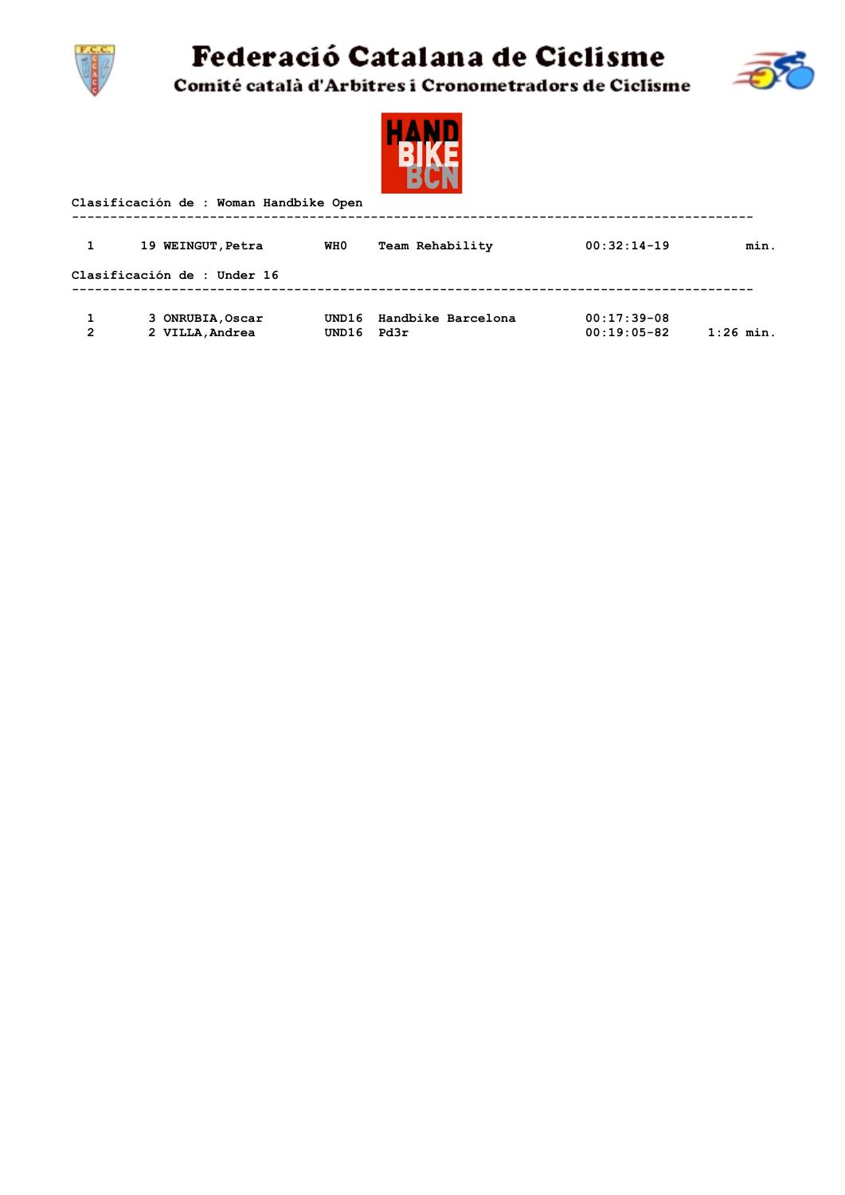# Federació Catalana de Ciclisme

## Comité català d'Arbitres i Cronometradors de Ciclisme

HAND BIKE BCN

Clasificación de : Woman Handbike Open

| | | | | | | |
|---|---|---|---|---|---|---|
| 1 | 19 | WEINGUT,Petra | WH0 | Team Rehability | 00:32:14-19 | min. |

Clasificación de : Under 16

| | | | | | | |
|---|---|---|---|---|---|---|
| 1 | 3 | ONRUBIA,Oscar | UND16 | Handbike Barcelona | 00:17:39-08 | |
| 2 | 2 | VILLA,Andrea | UND16 | Pd3r | 00:19:05-82 | 1:26 min. |